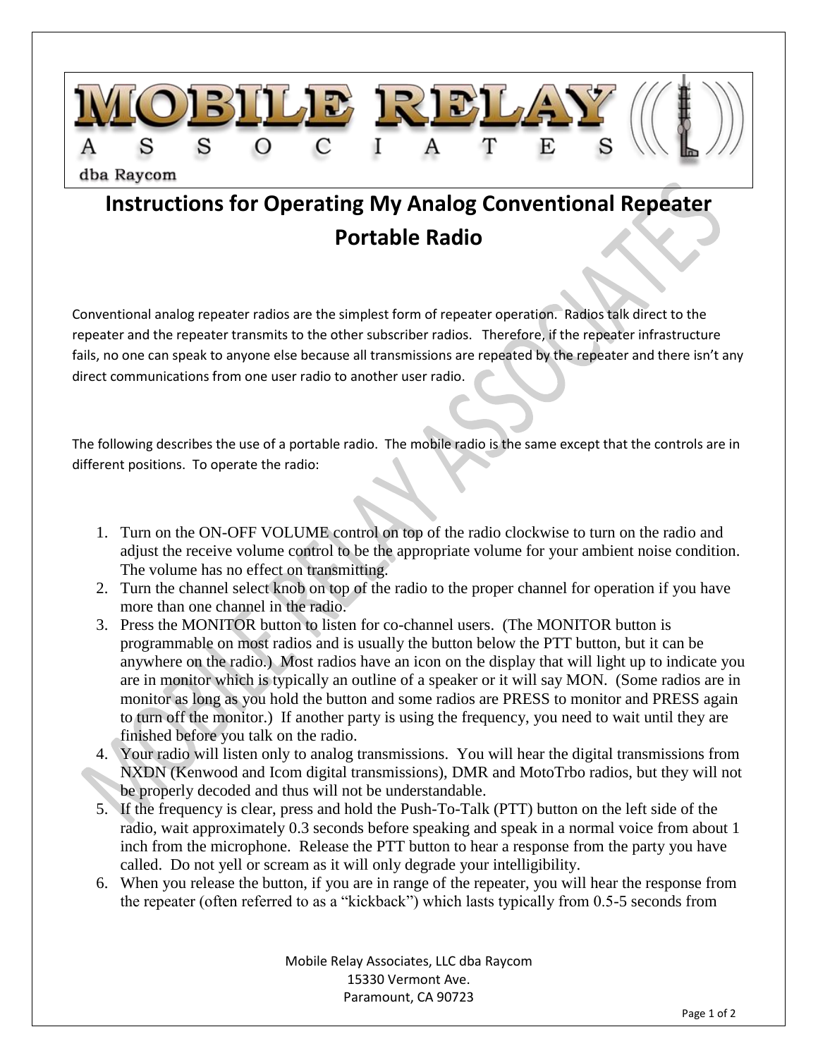MOBILE RELAY ASSOCIATES

dba Raycom

# Instructions for Operating My Analog Conventional Repeater Portable Radio

Conventional analog repeater radios are the simplest form of repeater operation. Radios talk direct to the repeater and the repeater transmits to the other subscriber radios. Therefore, if the repeater infrastructure fails, no one can speak to anyone else because all transmissions are repeated by the repeater and there isn't any direct communications from one user radio to another user radio.

The following describes the use of a portable radio. The mobile radio is the same except that the controls are in different positions. To operate the radio:

1. Turn on the ON-OFF VOLUME control on top of the radio clockwise to turn on the radio and adjust the receive volume control to be the appropriate volume for your ambient noise condition. The volume has no effect on transmitting.
2. Turn the channel select knob on top of the radio to the proper channel for operation if you have more than one channel in the radio.
3. Press the MONITOR button to listen for co-channel users. (The MONITOR button is programmable on most radios and is usually the button below the PTT button, but it can be anywhere on the radio.) Most radios have an icon on the display that will light up to indicate you are in monitor which is typically an outline of a speaker or it will say MON. (Some radios are in monitor as long as you hold the button and some radios are PRESS to monitor and PRESS again to turn off the monitor.) If another party is using the frequency, you need to wait until they are finished before you talk on the radio.
4. Your radio will listen only to analog transmissions. You will hear the digital transmissions from NXDN (Kenwood and Icom digital transmissions), DMR and MotoTrbo radios, but they will not be properly decoded and thus will not be understandable.
5. If the frequency is clear, press and hold the Push-To-Talk (PTT) button on the left side of the radio, wait approximately 0.3 seconds before speaking and speak in a normal voice from about 1 inch from the microphone. Release the PTT button to hear a response from the party you have called. Do not yell or scream as it will only degrade your intelligibility.
6. When you release the button, if you are in range of the repeater, you will hear the response from the repeater (often referred to as a "kickback") which lasts typically from 0.5-5 seconds from

Mobile Relay Associates, LLC dba Raycom
15330 Vermont Ave.
Paramount, CA 90723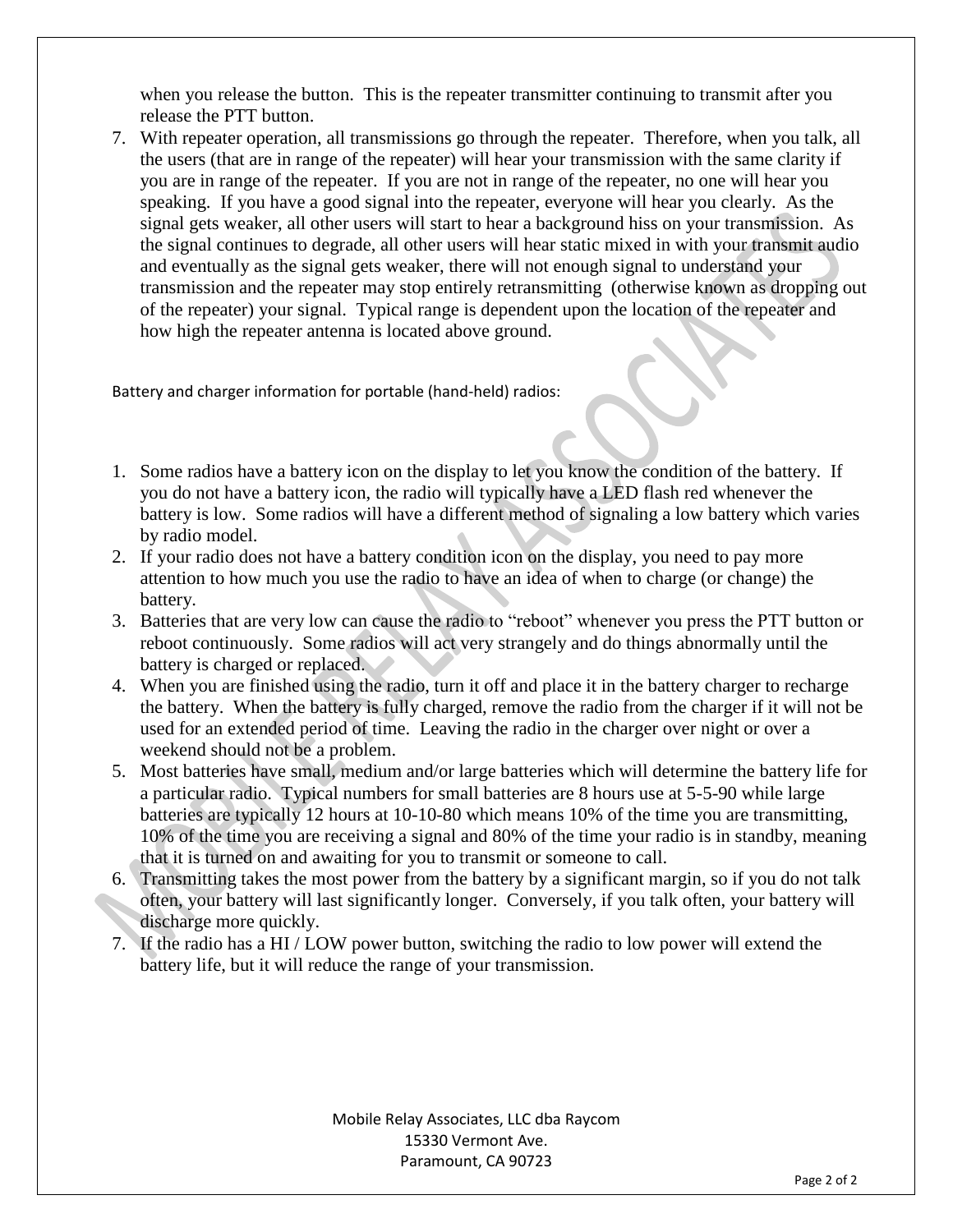when you release the button. This is the repeater transmitter continuing to transmit after you release the PTT button.

7. With repeater operation, all transmissions go through the repeater. Therefore, when you talk, all the users (that are in range of the repeater) will hear your transmission with the same clarity if you are in range of the repeater. If you are not in range of the repeater, no one will hear you speaking. If you have a good signal into the repeater, everyone will hear you clearly. As the signal gets weaker, all other users will start to hear a background hiss on your transmission. As the signal continues to degrade, all other users will hear static mixed in with your transmit audio and eventually as the signal gets weaker, there will not enough signal to understand your transmission and the repeater may stop entirely retransmitting (otherwise known as dropping out of the repeater) your signal. Typical range is dependent upon the location of the repeater and how high the repeater antenna is located above ground.

Battery and charger information for portable (hand-held) radios:

1. Some radios have a battery icon on the display to let you know the condition of the battery. If you do not have a battery icon, the radio will typically have a LED flash red whenever the battery is low. Some radios will have a different method of signaling a low battery which varies by radio model.
2. If your radio does not have a battery condition icon on the display, you need to pay more attention to how much you use the radio to have an idea of when to charge (or change) the battery.
3. Batteries that are very low can cause the radio to "reboot" whenever you press the PTT button or reboot continuously. Some radios will act very strangely and do things abnormally until the battery is charged or replaced.
4. When you are finished using the radio, turn it off and place it in the battery charger to recharge the battery. When the battery is fully charged, remove the radio from the charger if it will not be used for an extended period of time. Leaving the radio in the charger over night or over a weekend should not be a problem.
5. Most batteries have small, medium and/or large batteries which will determine the battery life for a particular radio. Typical numbers for small batteries are 8 hours use at 5-5-90 while large batteries are typically 12 hours at 10-10-80 which means 10% of the time you are transmitting, 10% of the time you are receiving a signal and 80% of the time your radio is in standby, meaning that it is turned on and awaiting for you to transmit or someone to call.
6. Transmitting takes the most power from the battery by a significant margin, so if you do not talk often, your battery will last significantly longer. Conversely, if you talk often, your battery will discharge more quickly.
7. If the radio has a HI / LOW power button, switching the radio to low power will extend the battery life, but it will reduce the range of your transmission.

Mobile Relay Associates, LLC dba Raycom
15330 Vermont Ave.
Paramount, CA 90723